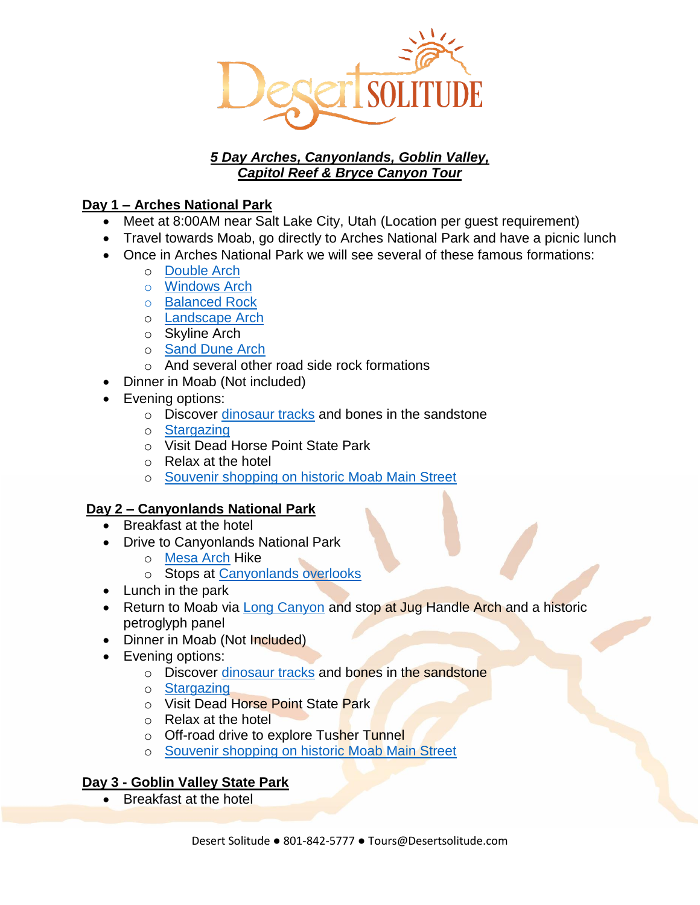# 5 Day Arches, Canyonlands, Goblin Valley, Capitol Reef & Bryce Canyon Tour

## Day 1 – Arches National Park

- Meet at 8:00AM near Salt Lake City, Utah (Location per guest requirement)
- Travel towards Moab, go directly to Arches National Park and have a picnic lunch
- Once in Arches National Park we will see several of these famous formations:
  - Double Arch
  - Windows Arch
  - Balanced Rock
  - Landscape Arch
  - Skyline Arch
  - Sand Dune Arch
  - And several other road side rock formations
- Dinner in Moab (Not included)
- Evening options:
  - Discover dinosaur tracks and bones in the sandstone
  - Stargazing
  - Visit Dead Horse Point State Park
  - Relax at the hotel
  - Souvenir shopping on historic Moab Main Street

## Day 2 – Canyonlands National Park

- Breakfast at the hotel
- Drive to Canyonlands National Park
  - Mesa Arch Hike
  - Stops at Canyonlands overlooks
- Lunch in the park
- Return to Moab via Long Canyon and stop at Jug Handle Arch and a historic petroglyph panel
- Dinner in Moab (Not Included)
- Evening options:
  - Discover dinosaur tracks and bones in the sandstone
  - Stargazing
  - Visit Dead Horse Point State Park
  - Relax at the hotel
  - Off-road drive to explore Tusher Tunnel
  - Souvenir shopping on historic Moab Main Street

## Day 3 - Goblin Valley State Park

- Breakfast at the hotel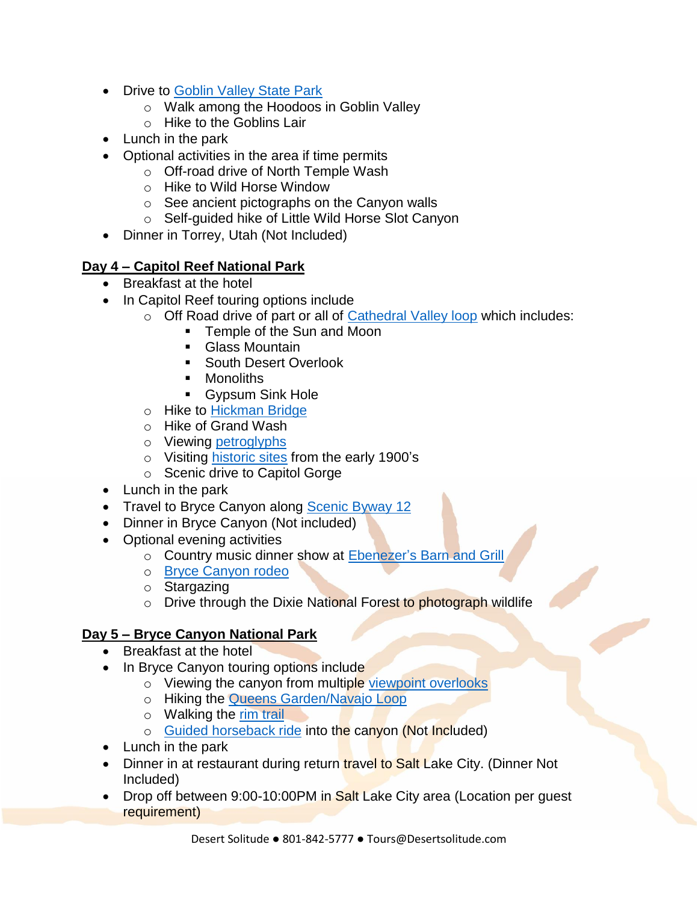- Drive to Goblin Valley State Park
  - Walk among the Hoodoos in Goblin Valley
  - Hike to the Goblins Lair
- Lunch in the park
- Optional activities in the area if time permits
  - Off-road drive of North Temple Wash
  - Hike to Wild Horse Window
  - See ancient pictographs on the Canyon walls
  - Self-guided hike of Little Wild Horse Slot Canyon
- Dinner in Torrey, Utah (Not Included)

**Day 4 – Capitol Reef National Park**

- Breakfast at the hotel
- In Capitol Reef touring options include
  - Off Road drive of part or all of Cathedral Valley loop which includes:
    - Temple of the Sun and Moon
    - Glass Mountain
    - South Desert Overlook
    - Monoliths
    - Gypsum Sink Hole
  - Hike to Hickman Bridge
  - Hike of Grand Wash
  - Viewing petroglyphs
  - Visiting historic sites from the early 1900's
  - Scenic drive to Capitol Gorge
- Lunch in the park
- Travel to Bryce Canyon along Scenic Byway 12
- Dinner in Bryce Canyon (Not included)
- Optional evening activities
  - Country music dinner show at Ebenezer's Barn and Grill
  - Bryce Canyon rodeo
  - Stargazing
  - Drive through the Dixie National Forest to photograph wildlife

**Day 5 – Bryce Canyon National Park**

- Breakfast at the hotel
- In Bryce Canyon touring options include
  - Viewing the canyon from multiple viewpoint overlooks
  - Hiking the Queens Garden/Navajo Loop
  - Walking the rim trail
  - Guided horseback ride into the canyon (Not Included)
- Lunch in the park
- Dinner in at restaurant during return travel to Salt Lake City. (Dinner Not Included)
- Drop off between 9:00-10:00PM in Salt Lake City area (Location per guest requirement)

Desert Solitude ● 801-842-5777 ● Tours@Desertsolitude.com